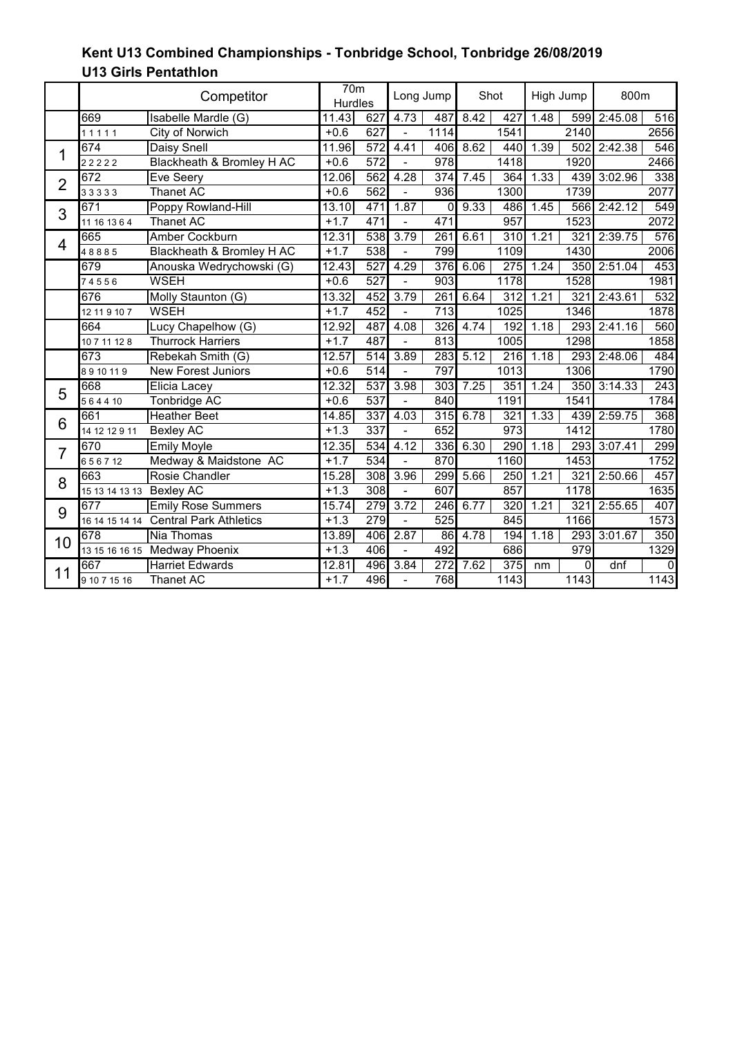## Kent U13 Combined Championships - Tonbridge School, Tonbridge 26/08/2019

### U13 Girls Pentathlon

| | Competitor | | 70m Hurdles | | Long Jump | | Shot | | High Jump | | 800m | |
|---|---|---|---|---|---|---|---|---|---|---|---|---|
| | 669 | Isabelle Mardle (G) | 11.43 | 627 | 4.73 | 487 | 8.42 | 427 | 1.48 | 599 | 2:45.08 | 516 |
| | 1 1 1 1 1 | City of Norwich | +0.6 | 627 | - | 1114 | | 1541 | | 2140 | | 2656 |
| 1 | 674 | Daisy Snell | 11.96 | 572 | 4.41 | 406 | 8.62 | 440 | 1.39 | 502 | 2:42.38 | 546 |
| | 2 2 2 2 2 | Blackheath & Bromley H AC | +0.6 | 572 | - | 978 | | 1418 | | 1920 | | 2466 |
| 2 | 672 | Eve Seery | 12.06 | 562 | 4.28 | 374 | 7.45 | 364 | 1.33 | 439 | 3:02.96 | 338 |
| | 3 3 3 3 3 | Thanet AC | +0.6 | 562 | - | 936 | | 1300 | | 1739 | | 2077 |
| 3 | 671 | Poppy Rowland-Hill | 13.10 | 471 | 1.87 | 0 | 9.33 | 486 | 1.45 | 566 | 2:42.12 | 549 |
| | 11 16 13 6 4 | Thanet AC | +1.7 | 471 | - | 471 | | 957 | | 1523 | | 2072 |
| 4 | 665 | Amber Cockburn | 12.31 | 538 | 3.79 | 261 | 6.61 | 310 | 1.21 | 321 | 2:39.75 | 576 |
| | 4 8 8 8 5 | Blackheath & Bromley H AC | +1.7 | 538 | - | 799 | | 1109 | | 1430 | | 2006 |
| | 679 | Anouska Wedrychowski (G) | 12.43 | 527 | 4.29 | 376 | 6.06 | 275 | 1.24 | 350 | 2:51.04 | 453 |
| | 7 4 5 5 6 | WSEH | +0.6 | 527 | - | 903 | | 1178 | | 1528 | | 1981 |
| | 676 | Molly Staunton (G) | 13.32 | 452 | 3.79 | 261 | 6.64 | 312 | 1.21 | 321 | 2:43.61 | 532 |
| | 12 11 9 10 7 | WSEH | +1.7 | 452 | - | 713 | | 1025 | | 1346 | | 1878 |
| | 664 | Lucy Chapelhow (G) | 12.92 | 487 | 4.08 | 326 | 4.74 | 192 | 1.18 | 293 | 2:41.16 | 560 |
| | 10 7 11 12 8 | Thurrock Harriers | +1.7 | 487 | - | 813 | | 1005 | | 1298 | | 1858 |
| | 673 | Rebekah Smith (G) | 12.57 | 514 | 3.89 | 283 | 5.12 | 216 | 1.18 | 293 | 2:48.06 | 484 |
| | 8 9 10 11 9 | New Forest Juniors | +0.6 | 514 | - | 797 | | 1013 | | 1306 | | 1790 |
| 5 | 668 | Elicia Lacey | 12.32 | 537 | 3.98 | 303 | 7.25 | 351 | 1.24 | 350 | 3:14.33 | 243 |
| | 5 6 4 4 10 | Tonbridge AC | +0.6 | 537 | - | 840 | | 1191 | | 1541 | | 1784 |
| 6 | 661 | Heather Beet | 14.85 | 337 | 4.03 | 315 | 6.78 | 321 | 1.33 | 439 | 2:59.75 | 368 |
| | 14 12 12 9 11 | Bexley AC | +1.3 | 337 | - | 652 | | 973 | | 1412 | | 1780 |
| 7 | 670 | Emily Moyle | 12.35 | 534 | 4.12 | 336 | 6.30 | 290 | 1.18 | 293 | 3:07.41 | 299 |
| | 6 5 6 7 12 | Medway & Maidstone AC | +1.7 | 534 | - | 870 | | 1160 | | 1453 | | 1752 |
| 8 | 663 | Rosie Chandler | 15.28 | 308 | 3.96 | 299 | 5.66 | 250 | 1.21 | 321 | 2:50.66 | 457 |
| | 15 13 14 13 13 | Bexley AC | +1.3 | 308 | - | 607 | | 857 | | 1178 | | 1635 |
| 9 | 677 | Emily Rose Summers | 15.74 | 279 | 3.72 | 246 | 6.77 | 320 | 1.21 | 321 | 2:55.65 | 407 |
| | 16 14 15 14 14 | Central Park Athletics | +1.3 | 279 | - | 525 | | 845 | | 1166 | | 1573 |
| 10 | 678 | Nia Thomas | 13.89 | 406 | 2.87 | 86 | 4.78 | 194 | 1.18 | 293 | 3:01.67 | 350 |
| | 13 15 16 16 15 | Medway Phoenix | +1.3 | 406 | - | 492 | | 686 | | 979 | | 1329 |
| 11 | 667 | Harriet Edwards | 12.81 | 496 | 3.84 | 272 | 7.62 | 375 | nm | 0 | dnf | 0 |
| | 9 10 7 15 16 | Thanet AC | +1.7 | 496 | - | 768 | | 1143 | | 1143 | | 1143 |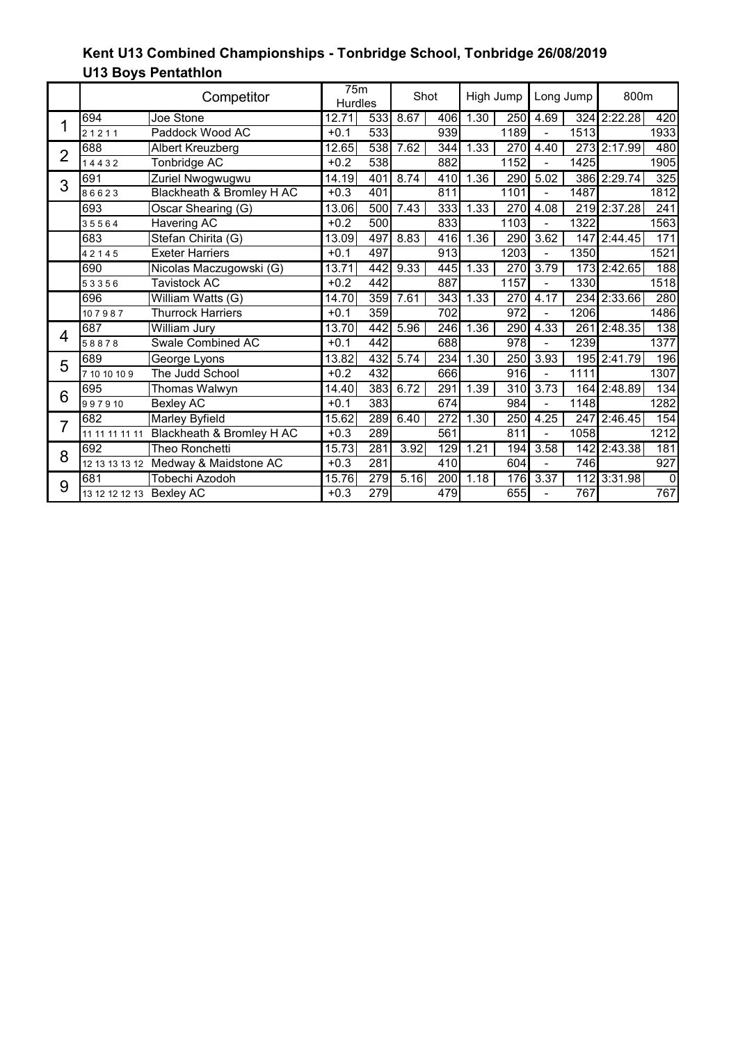## Kent U13 Combined Championships - Tonbridge School, Tonbridge 26/08/2019

### U13 Boys Pentathlon

| | Competitor | | 75m Hurdles | | Shot | | High Jump | | Long Jump | | 800m | |
|---|---|---|---|---|---|---|---|---|---|---|---|---|
| 1 | 694 | Joe Stone | 12.71 | 533 | 8.67 | 406 | 1.30 | 250 | 4.69 | 324 | 2:22.28 | 420 |
| | 2 1 2 1 1 | Paddock Wood AC | +0.1 | 533 | | 939 | | 1189 | - | 1513 | | 1933 |
| 2 | 688 | Albert Kreuzberg | 12.65 | 538 | 7.62 | 344 | 1.33 | 270 | 4.40 | 273 | 2:17.99 | 480 |
| | 1 4 4 3 2 | Tonbridge AC | +0.2 | 538 | | 882 | | 1152 | - | 1425 | | 1905 |
| 3 | 691 | Zuriel Nwogwugwu | 14.19 | 401 | 8.74 | 410 | 1.36 | 290 | 5.02 | 386 | 2:29.74 | 325 |
| | 8 6 6 2 3 | Blackheath & Bromley H AC | +0.3 | 401 | | 811 | | 1101 | - | 1487 | | 1812 |
| | 693 | Oscar Shearing (G) | 13.06 | 500 | 7.43 | 333 | 1.33 | 270 | 4.08 | 219 | 2:37.28 | 241 |
| | 3 5 5 6 4 | Havering AC | +0.2 | 500 | | 833 | | 1103 | - | 1322 | | 1563 |
| | 683 | Stefan Chirita (G) | 13.09 | 497 | 8.83 | 416 | 1.36 | 290 | 3.62 | 147 | 2:44.45 | 171 |
| | 4 2 1 4 5 | Exeter Harriers | +0.1 | 497 | | 913 | | 1203 | - | 1350 | | 1521 |
| | 690 | Nicolas Maczugowski (G) | 13.71 | 442 | 9.33 | 445 | 1.33 | 270 | 3.79 | 173 | 2:42.65 | 188 |
| | 5 3 3 5 6 | Tavistock AC | +0.2 | 442 | | 887 | | 1157 | - | 1330 | | 1518 |
| | 696 | William Watts (G) | 14.70 | 359 | 7.61 | 343 | 1.33 | 270 | 4.17 | 234 | 2:33.66 | 280 |
| | 10 7 9 8 7 | Thurrock Harriers | +0.1 | 359 | | 702 | | 972 | - | 1206 | | 1486 |
| 4 | 687 | William Jury | 13.70 | 442 | 5.96 | 246 | 1.36 | 290 | 4.33 | 261 | 2:48.35 | 138 |
| | 5 8 8 7 8 | Swale Combined AC | +0.1 | 442 | | 688 | | 978 | - | 1239 | | 1377 |
| 5 | 689 | George Lyons | 13.82 | 432 | 5.74 | 234 | 1.30 | 250 | 3.93 | 195 | 2:41.79 | 196 |
| | 7 10 10 10 9 | The Judd School | +0.2 | 432 | | 666 | | 916 | - | 1111 | | 1307 |
| 6 | 695 | Thomas Walwyn | 14.40 | 383 | 6.72 | 291 | 1.39 | 310 | 3.73 | 164 | 2:48.89 | 134 |
| | 9 9 7 9 10 | Bexley AC | +0.1 | 383 | | 674 | | 984 | - | 1148 | | 1282 |
| 7 | 682 | Marley Byfield | 15.62 | 289 | 6.40 | 272 | 1.30 | 250 | 4.25 | 247 | 2:46.45 | 154 |
| | 11 11 11 11 11 | Blackheath & Bromley H AC | +0.3 | 289 | | 561 | | 811 | - | 1058 | | 1212 |
| 8 | 692 | Theo Ronchetti | 15.73 | 281 | 3.92 | 129 | 1.21 | 194 | 3.58 | 142 | 2:43.38 | 181 |
| | 12 13 13 13 12 | Medway & Maidstone AC | +0.3 | 281 | | 410 | | 604 | - | 746 | | 927 |
| 9 | 681 | Tobechi Azodoh | 15.76 | 279 | 5.16 | 200 | 1.18 | 176 | 3.37 | 112 | 3:31.98 | 0 |
| | 13 12 12 12 13 | Bexley AC | +0.3 | 279 | | 479 | | 655 | - | 767 | | 767 |